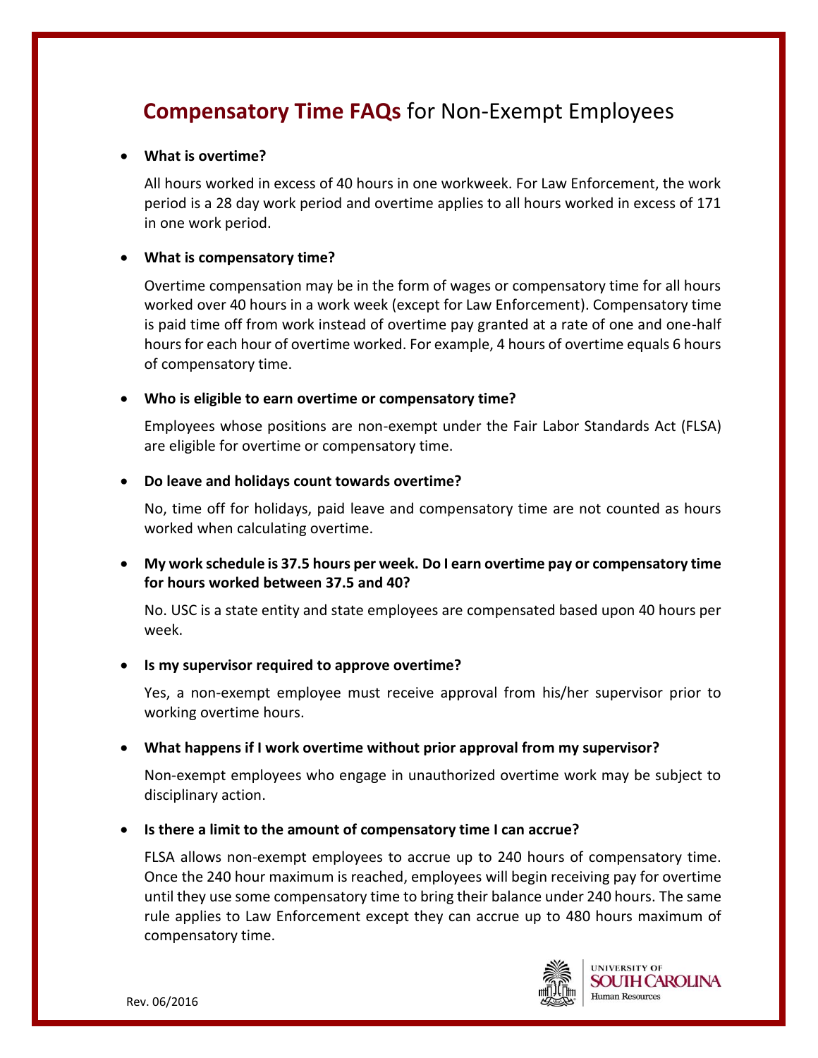# **Compensatory Time FAQs** for Non-Exempt Employees

- **What is overtime?**

  All hours worked in excess of 40 hours in one workweek. For Law Enforcement, the work period is a 28 day work period and overtime applies to all hours worked in excess of 171 in one work period.

- **What is compensatory time?**

  Overtime compensation may be in the form of wages or compensatory time for all hours worked over 40 hours in a work week (except for Law Enforcement). Compensatory time is paid time off from work instead of overtime pay granted at a rate of one and one-half hours for each hour of overtime worked. For example, 4 hours of overtime equals 6 hours of compensatory time.

- **Who is eligible to earn overtime or compensatory time?**

  Employees whose positions are non-exempt under the Fair Labor Standards Act (FLSA) are eligible for overtime or compensatory time.

- **Do leave and holidays count towards overtime?**

  No, time off for holidays, paid leave and compensatory time are not counted as hours worked when calculating overtime.

- **My work schedule is 37.5 hours per week. Do I earn overtime pay or compensatory time for hours worked between 37.5 and 40?**

  No. USC is a state entity and state employees are compensated based upon 40 hours per week.

- **Is my supervisor required to approve overtime?**

  Yes, a non-exempt employee must receive approval from his/her supervisor prior to working overtime hours.

- **What happens if I work overtime without prior approval from my supervisor?**

  Non-exempt employees who engage in unauthorized overtime work may be subject to disciplinary action.

- **Is there a limit to the amount of compensatory time I can accrue?**

  FLSA allows non-exempt employees to accrue up to 240 hours of compensatory time. Once the 240 hour maximum is reached, employees will begin receiving pay for overtime until they use some compensatory time to bring their balance under 240 hours. The same rule applies to Law Enforcement except they can accrue up to 480 hours maximum of compensatory time.

Rev. 06/2016

University of South Carolina Human Resources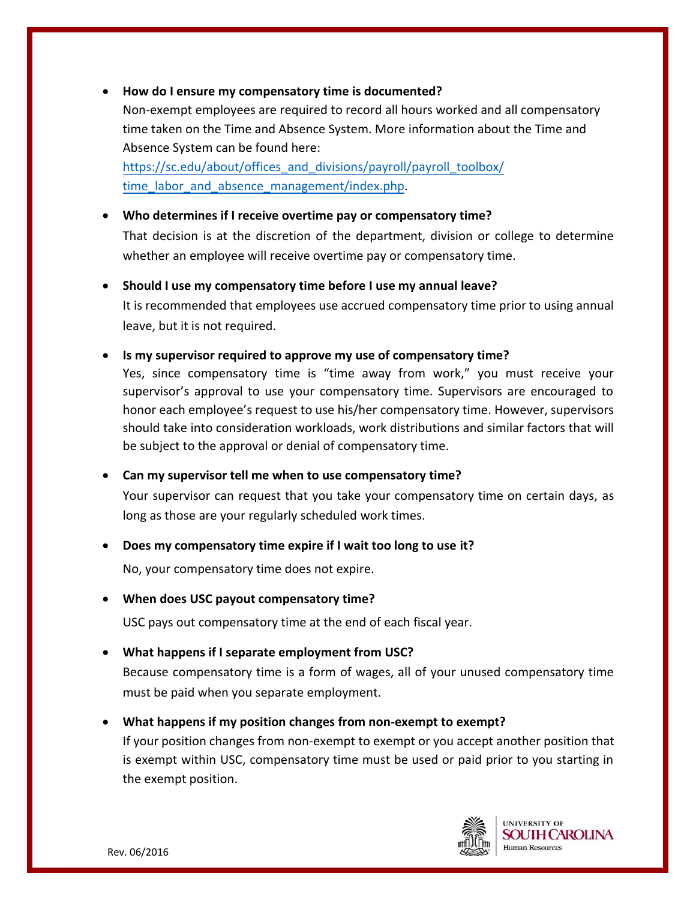- **How do I ensure my compensatory time is documented?**
  Non-exempt employees are required to record all hours worked and all compensatory time taken on the Time and Absence System. More information about the Time and Absence System can be found here: [https://sc.edu/about/offices_and_divisions/payroll/payroll_toolbox/time_labor_and_absence_management/index.php](https://sc.edu/about/offices_and_divisions/payroll/payroll_toolbox/time_labor_and_absence_management/index.php).

- **Who determines if I receive overtime pay or compensatory time?**
  That decision is at the discretion of the department, division or college to determine whether an employee will receive overtime pay or compensatory time.

- **Should I use my compensatory time before I use my annual leave?**
  It is recommended that employees use accrued compensatory time prior to using annual leave, but it is not required.

- **Is my supervisor required to approve my use of compensatory time?**
  Yes, since compensatory time is "time away from work," you must receive your supervisor's approval to use your compensatory time. Supervisors are encouraged to honor each employee's request to use his/her compensatory time. However, supervisors should take into consideration workloads, work distributions and similar factors that will be subject to the approval or denial of compensatory time.

- **Can my supervisor tell me when to use compensatory time?**
  Your supervisor can request that you take your compensatory time on certain days, as long as those are your regularly scheduled work times.

- **Does my compensatory time expire if I wait too long to use it?**
  No, your compensatory time does not expire.

- **When does USC payout compensatory time?**
  USC pays out compensatory time at the end of each fiscal year.

- **What happens if I separate employment from USC?**
  Because compensatory time is a form of wages, all of your unused compensatory time must be paid when you separate employment.

- **What happens if my position changes from non-exempt to exempt?**
  If your position changes from non-exempt to exempt or you accept another position that is exempt within USC, compensatory time must be used or paid prior to you starting in the exempt position.

Rev. 06/2016

UNIVERSITY OF SOUTH CAROLINA
Human Resources